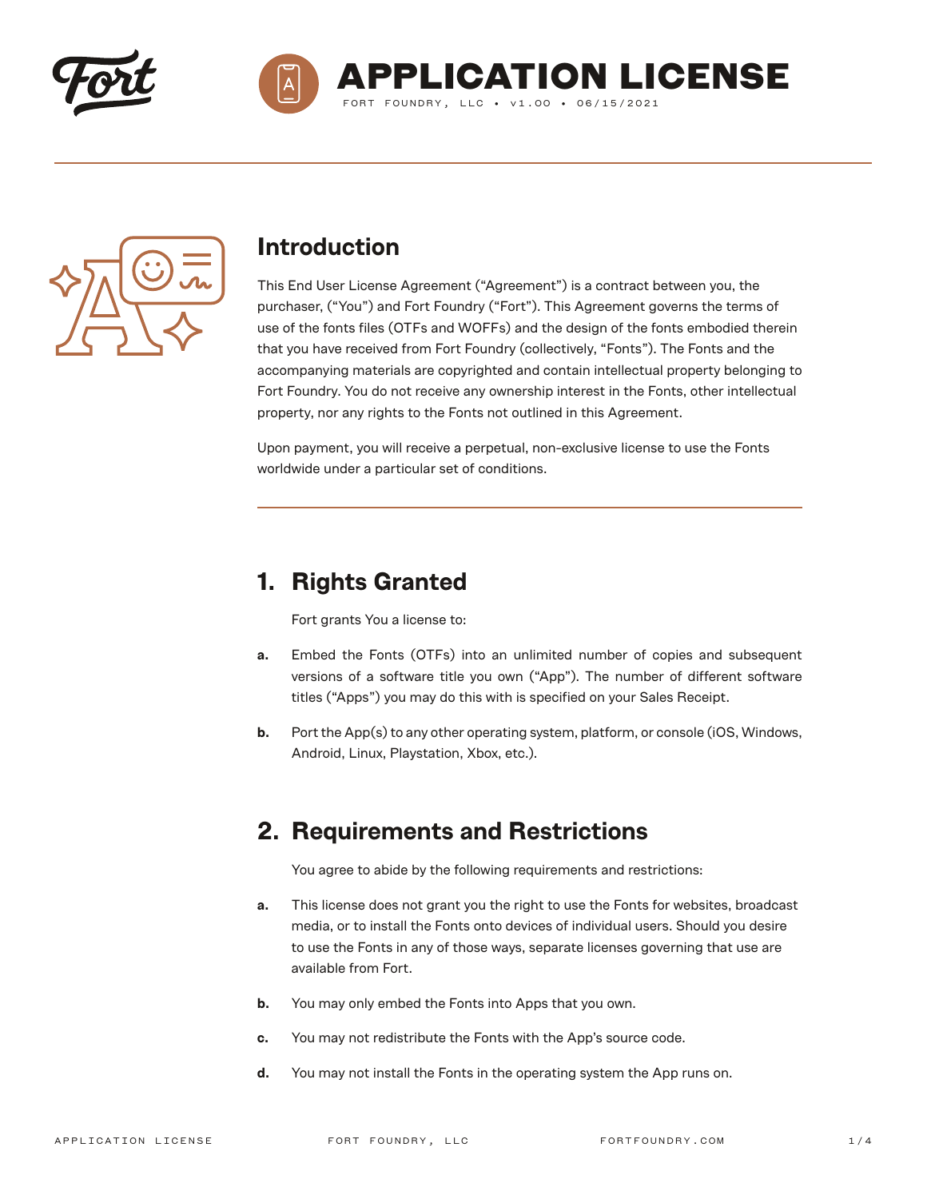# APPLICATION LICENSE

FORT FOUNDRY, LLC • v1.00 • 06/15/2021

## Introduction

This End User License Agreement (“Agreement”) is a contract between you, the purchaser, (“You”) and Fort Foundry (“Fort”). This Agreement governs the terms of use of the fonts files (OTFs and WOFFs) and the design of the fonts embodied therein that you have received from Fort Foundry (collectively, “Fonts”). The Fonts and the accompanying materials are copyrighted and contain intellectual property belonging to Fort Foundry. You do not receive any ownership interest in the Fonts, other intellectual property, nor any rights to the Fonts not outlined in this Agreement.

Upon payment, you will receive a perpetual, non-exclusive license to use the Fonts worldwide under a particular set of conditions.

## 1. Rights Granted

Fort grants You a license to:

**a.** Embed the Fonts (OTFs) into an unlimited number of copies and subsequent versions of a software title you own (“App”). The number of different software titles (“Apps”) you may do this with is specified on your Sales Receipt.

**b.** Port the App(s) to any other operating system, platform, or console (iOS, Windows, Android, Linux, Playstation, Xbox, etc.).

## 2. Requirements and Restrictions

You agree to abide by the following requirements and restrictions:

**a.** This license does not grant you the right to use the Fonts for websites, broadcast media, or to install the Fonts onto devices of individual users. Should you desire to use the Fonts in any of those ways, separate licenses governing that use are available from Fort.

**b.** You may only embed the Fonts into Apps that you own.

**c.** You may not redistribute the Fonts with the App’s source code.

**d.** You may not install the Fonts in the operating system the App runs on.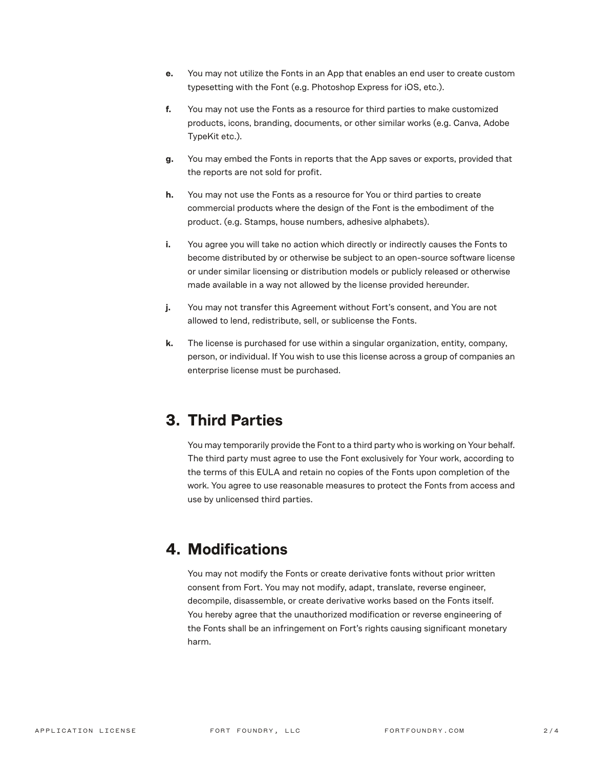**e.** You may not utilize the Fonts in an App that enables an end user to create custom typesetting with the Font (e.g. Photoshop Express for iOS, etc.).

**f.** You may not use the Fonts as a resource for third parties to make customized products, icons, branding, documents, or other similar works (e.g. Canva, Adobe TypeKit etc.).

**g.** You may embed the Fonts in reports that the App saves or exports, provided that the reports are not sold for profit.

**h.** You may not use the Fonts as a resource for You or third parties to create commercial products where the design of the Font is the embodiment of the product. (e.g. Stamps, house numbers, adhesive alphabets).

**i.** You agree you will take no action which directly or indirectly causes the Fonts to become distributed by or otherwise be subject to an open-source software license or under similar licensing or distribution models or publicly released or otherwise made available in a way not allowed by the license provided hereunder.

**j.** You may not transfer this Agreement without Fort's consent, and You are not allowed to lend, redistribute, sell, or sublicense the Fonts.

**k.** The license is purchased for use within a singular organization, entity, company, person, or individual. If You wish to use this license across a group of companies an enterprise license must be purchased.

## 3. Third Parties

You may temporarily provide the Font to a third party who is working on Your behalf. The third party must agree to use the Font exclusively for Your work, according to the terms of this EULA and retain no copies of the Fonts upon completion of the work. You agree to use reasonable measures to protect the Fonts from access and use by unlicensed third parties.

## 4. Modifications

You may not modify the Fonts or create derivative fonts without prior written consent from Fort. You may not modify, adapt, translate, reverse engineer, decompile, disassemble, or create derivative works based on the Fonts itself. You hereby agree that the unauthorized modification or reverse engineering of the Fonts shall be an infringement on Fort's rights causing significant monetary harm.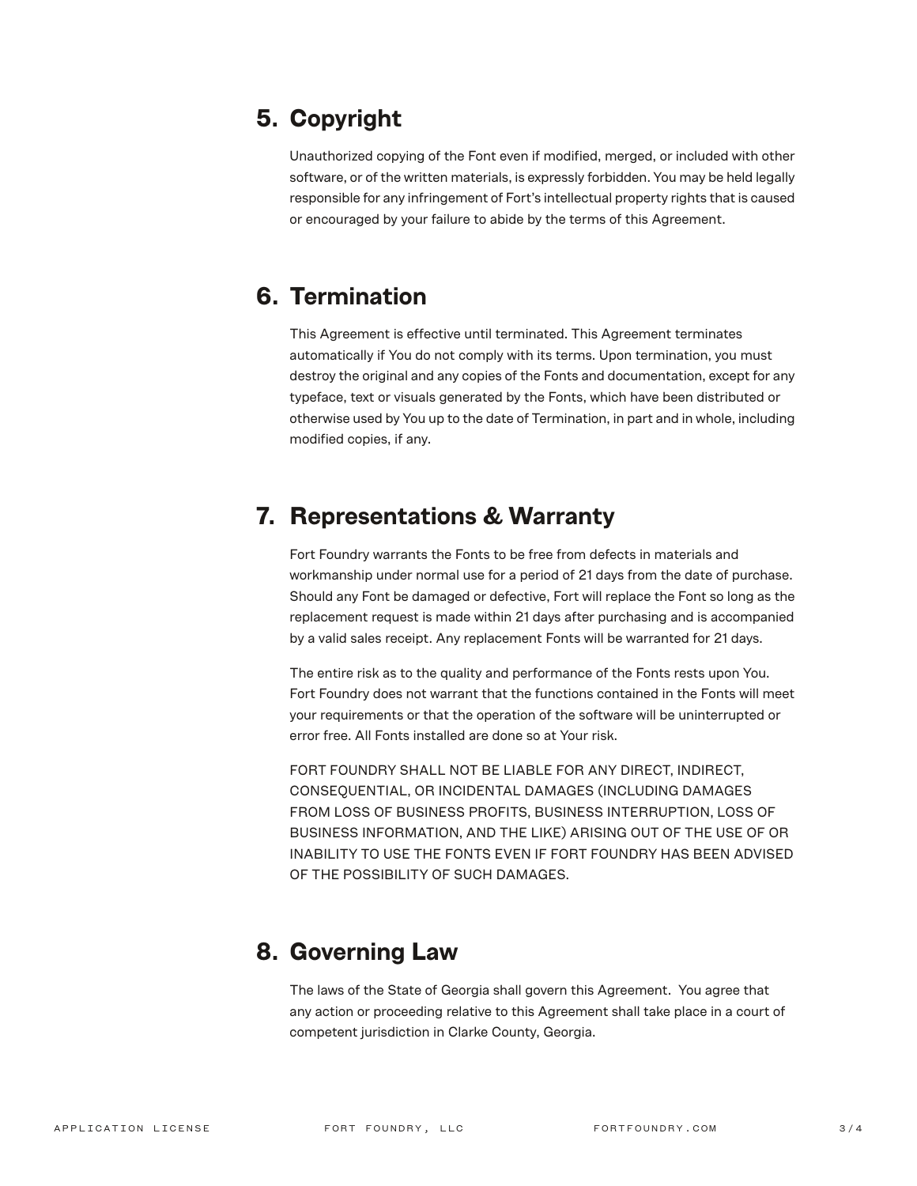## 5. Copyright

Unauthorized copying of the Font even if modified, merged, or included with other software, or of the written materials, is expressly forbidden. You may be held legally responsible for any infringement of Fort's intellectual property rights that is caused or encouraged by your failure to abide by the terms of this Agreement.

## 6. Termination

This Agreement is effective until terminated. This Agreement terminates automatically if You do not comply with its terms. Upon termination, you must destroy the original and any copies of the Fonts and documentation, except for any typeface, text or visuals generated by the Fonts, which have been distributed or otherwise used by You up to the date of Termination, in part and in whole, including modified copies, if any.

## 7. Representations & Warranty

Fort Foundry warrants the Fonts to be free from defects in materials and workmanship under normal use for a period of 21 days from the date of purchase. Should any Font be damaged or defective, Fort will replace the Font so long as the replacement request is made within 21 days after purchasing and is accompanied by a valid sales receipt. Any replacement Fonts will be warranted for 21 days.

The entire risk as to the quality and performance of the Fonts rests upon You. Fort Foundry does not warrant that the functions contained in the Fonts will meet your requirements or that the operation of the software will be uninterrupted or error free. All Fonts installed are done so at Your risk.

FORT FOUNDRY SHALL NOT BE LIABLE FOR ANY DIRECT, INDIRECT, CONSEQUENTIAL, OR INCIDENTAL DAMAGES (INCLUDING DAMAGES FROM LOSS OF BUSINESS PROFITS, BUSINESS INTERRUPTION, LOSS OF BUSINESS INFORMATION, AND THE LIKE) ARISING OUT OF THE USE OF OR INABILITY TO USE THE FONTS EVEN IF FORT FOUNDRY HAS BEEN ADVISED OF THE POSSIBILITY OF SUCH DAMAGES.

## 8. Governing Law

The laws of the State of Georgia shall govern this Agreement. You agree that any action or proceeding relative to this Agreement shall take place in a court of competent jurisdiction in Clarke County, Georgia.